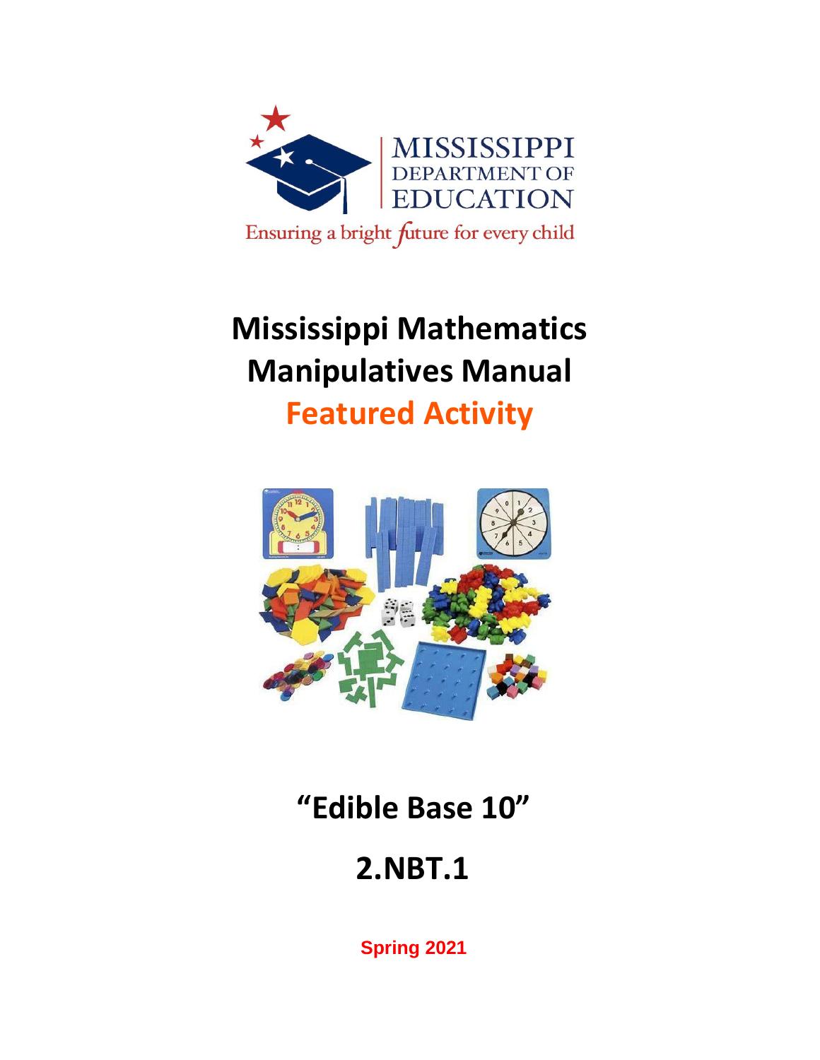MISSISSIPPI DEPARTMENT OF EDUCATION

Ensuring a bright future for every child

# Mississippi Mathematics Manipulatives Manual

## Featured Activity

# "Edible Base 10"

# 2.NBT.1

**Spring 2021**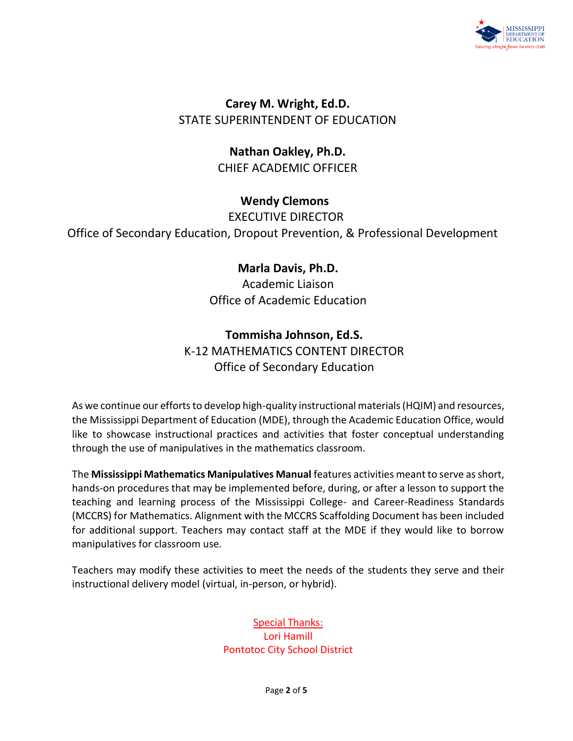**Carey M. Wright, Ed.D.**
STATE SUPERINTENDENT OF EDUCATION

**Nathan Oakley, Ph.D.**
CHIEF ACADEMIC OFFICER

**Wendy Clemons**
EXECUTIVE DIRECTOR
Office of Secondary Education, Dropout Prevention, & Professional Development

**Marla Davis, Ph.D.**
Academic Liaison
Office of Academic Education

**Tommisha Johnson, Ed.S.**
K-12 MATHEMATICS CONTENT DIRECTOR
Office of Secondary Education

As we continue our efforts to develop high-quality instructional materials (HQIM) and resources, the Mississippi Department of Education (MDE), through the Academic Education Office, would like to showcase instructional practices and activities that foster conceptual understanding through the use of manipulatives in the mathematics classroom.

The **Mississippi Mathematics Manipulatives Manual** features activities meant to serve as short, hands-on procedures that may be implemented before, during, or after a lesson to support the teaching and learning process of the Mississippi College- and Career-Readiness Standards (MCCRS) for Mathematics. Alignment with the MCCRS Scaffolding Document has been included for additional support. Teachers may contact staff at the MDE if they would like to borrow manipulatives for classroom use.

Teachers may modify these activities to meet the needs of the students they serve and their instructional delivery model (virtual, in-person, or hybrid).

Special Thanks:
Lori Hamill
Pontotoc City School District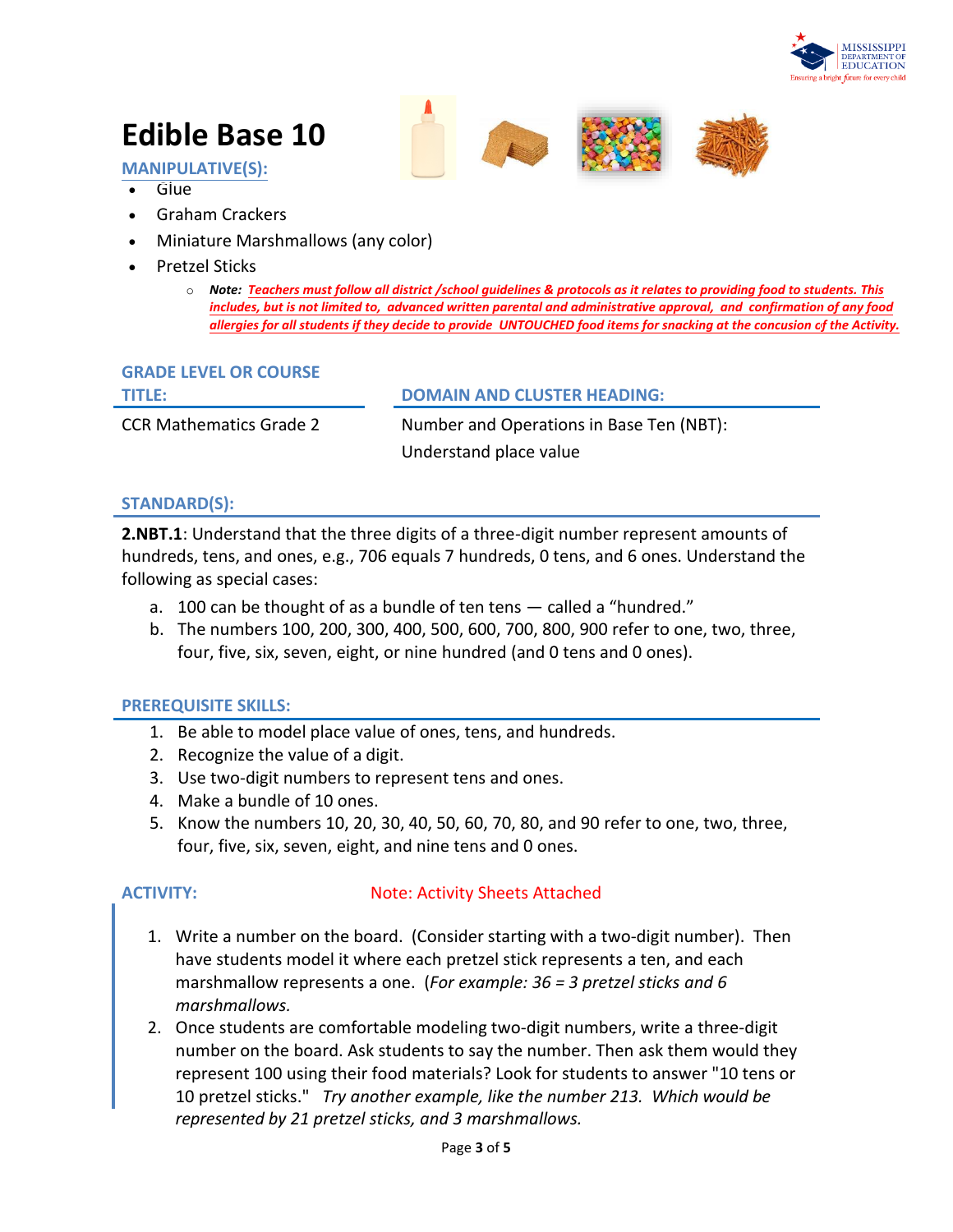# Edible Base 10

## MANIPULATIVE(S):

- Glue
- Graham Crackers
- Miniature Marshmallows (any color)
- Pretzel Sticks
  - ***Note:*** ***Teachers must follow all district /school guidelines & protocols as it relates to providing food to students. This includes, but is not limited to, advanced written parental and administrative approval, and confirmation of any food allergies for all students if they decide to provide UNTOUCHED food items for snacking at the concusion of the Activity.***

| GRADE LEVEL OR COURSE TITLE: | DOMAIN AND CLUSTER HEADING: |
|---|---|
| CCR Mathematics Grade 2 | Number and Operations in Base Ten (NBT): Understand place value |

## STANDARD(S):

**2.NBT.1**: Understand that the three digits of a three-digit number represent amounts of hundreds, tens, and ones, e.g., 706 equals 7 hundreds, 0 tens, and 6 ones. Understand the following as special cases:

a. 100 can be thought of as a bundle of ten tens — called a "hundred."
b. The numbers 100, 200, 300, 400, 500, 600, 700, 800, 900 refer to one, two, three, four, five, six, seven, eight, or nine hundred (and 0 tens and 0 ones).

## PREREQUISITE SKILLS:

1. Be able to model place value of ones, tens, and hundreds.
2. Recognize the value of a digit.
3. Use two-digit numbers to represent tens and ones.
4. Make a bundle of 10 ones.
5. Know the numbers 10, 20, 30, 40, 50, 60, 70, 80, and 90 refer to one, two, three, four, five, six, seven, eight, and nine tens and 0 ones.

## ACTIVITY:

Note: Activity Sheets Attached

1. Write a number on the board. (Consider starting with a two-digit number). Then have students model it where each pretzel stick represents a ten, and each marshmallow represents a one. (*For example: 36 = 3 pretzel sticks and 6 marshmallows.*
2. Once students are comfortable modeling two-digit numbers, write a three-digit number on the board. Ask students to say the number. Then ask them would they represent 100 using their food materials? Look for students to answer "10 tens or 10 pretzel sticks." *Try another example, like the number 213. Which would be represented by 21 pretzel sticks, and 3 marshmallows.*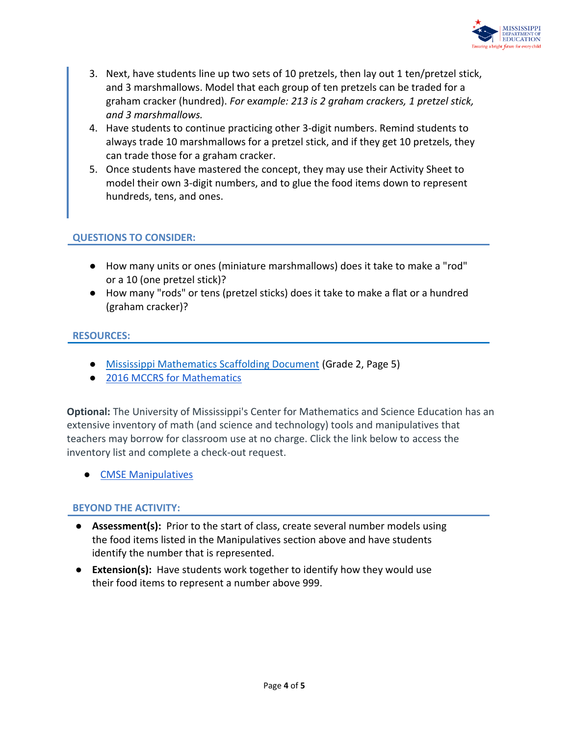3. Next, have students line up two sets of 10 pretzels, then lay out 1 ten/pretzel stick, and 3 marshmallows. Model that each group of ten pretzels can be traded for a graham cracker (hundred). *For example: 213 is 2 graham crackers, 1 pretzel stick, and 3 marshmallows.*
4. Have students to continue practicing other 3-digit numbers. Remind students to always trade 10 marshmallows for a pretzel stick, and if they get 10 pretzels, they can trade those for a graham cracker.
5. Once students have mastered the concept, they may use their Activity Sheet to model their own 3-digit numbers, and to glue the food items down to represent hundreds, tens, and ones.

## QUESTIONS TO CONSIDER:

- How many units or ones (miniature marshmallows) does it take to make a "rod" or a 10 (one pretzel stick)?
- How many "rods" or tens (pretzel sticks) does it take to make a flat or a hundred (graham cracker)?

## RESOURCES:

- Mississippi Mathematics Scaffolding Document (Grade 2, Page 5)
- 2016 MCCRS for Mathematics

**Optional:** The University of Mississippi's Center for Mathematics and Science Education has an extensive inventory of math (and science and technology) tools and manipulatives that teachers may borrow for classroom use at no charge. Click the link below to access the inventory list and complete a check-out request.

- CMSE Manipulatives

## BEYOND THE ACTIVITY:

- **Assessment(s):** Prior to the start of class, create several number models using the food items listed in the Manipulatives section above and have students identify the number that is represented.
- **Extension(s):** Have students work together to identify how they would use their food items to represent a number above 999.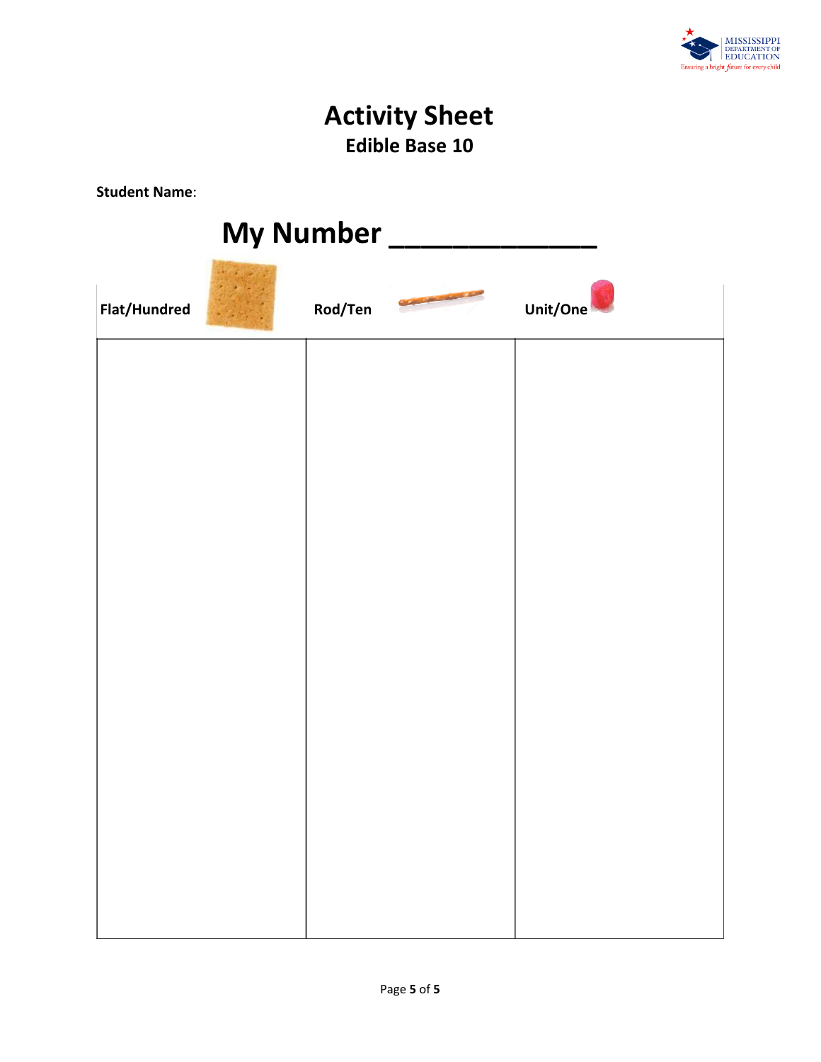# Activity Sheet

## Edible Base 10

**Student Name**:

# My Number ____________

| Flat/Hundred | Rod/Ten | Unit/One |
| --- | --- | --- |
| | | |